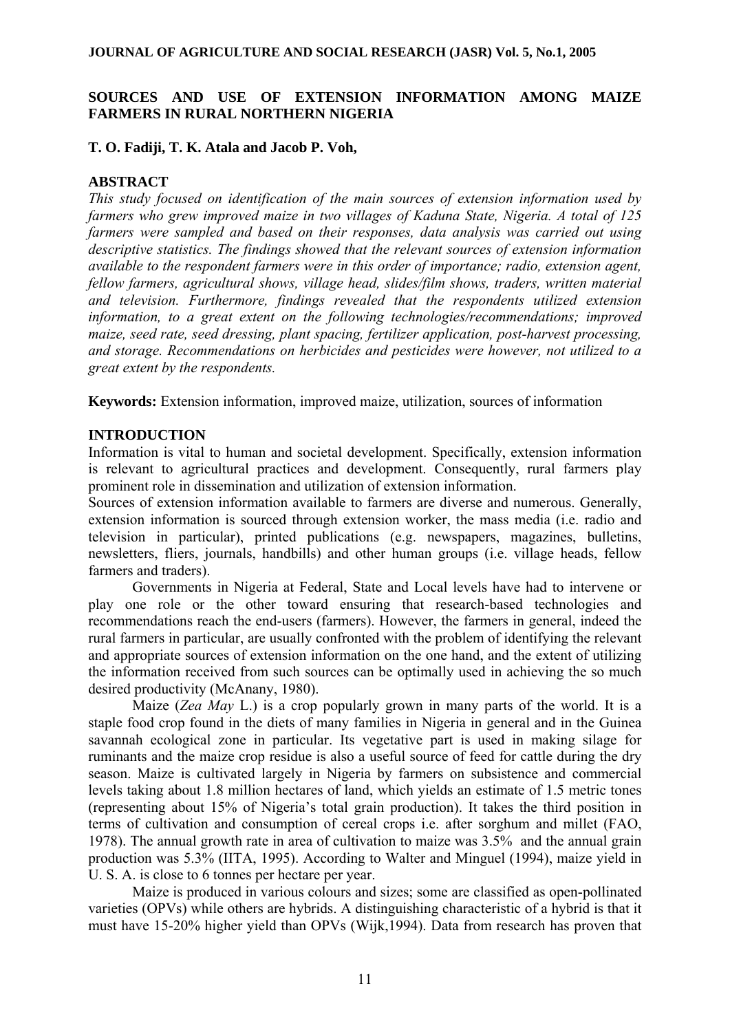# SOURCES AND USE OF EXTENSION INFORMATION AMONG MAIZE FARMERS IN RURAL NORTHERN NIGERIA

**T. O. Fadiji, T. K. Atala and Jacob P. Voh,**

## ABSTRACT

*This study focused on identification of the main sources of extension information used by farmers who grew improved maize in two villages of Kaduna State, Nigeria. A total of 125 farmers were sampled and based on their responses, data analysis was carried out using descriptive statistics. The findings showed that the relevant sources of extension information available to the respondent farmers were in this order of importance; radio, extension agent, fellow farmers, agricultural shows, village head, slides/film shows, traders, written material and television. Furthermore, findings revealed that the respondents utilized extension information, to a great extent on the following technologies/recommendations; improved maize, seed rate, seed dressing, plant spacing, fertilizer application, post-harvest processing, and storage. Recommendations on herbicides and pesticides were however, not utilized to a great extent by the respondents.*

**Keywords:** Extension information, improved maize, utilization, sources of information

## INTRODUCTION

Information is vital to human and societal development. Specifically, extension information is relevant to agricultural practices and development. Consequently, rural farmers play prominent role in dissemination and utilization of extension information.

Sources of extension information available to farmers are diverse and numerous. Generally, extension information is sourced through extension worker, the mass media (i.e. radio and television in particular), printed publications (e.g. newspapers, magazines, bulletins, newsletters, fliers, journals, handbills) and other human groups (i.e. village heads, fellow farmers and traders).

Governments in Nigeria at Federal, State and Local levels have had to intervene or play one role or the other toward ensuring that research-based technologies and recommendations reach the end-users (farmers). However, the farmers in general, indeed the rural farmers in particular, are usually confronted with the problem of identifying the relevant and appropriate sources of extension information on the one hand, and the extent of utilizing the information received from such sources can be optimally used in achieving the so much desired productivity (McAnany, 1980).

Maize (*Zea May* L.) is a crop popularly grown in many parts of the world. It is a staple food crop found in the diets of many families in Nigeria in general and in the Guinea savannah ecological zone in particular. Its vegetative part is used in making silage for ruminants and the maize crop residue is also a useful source of feed for cattle during the dry season. Maize is cultivated largely in Nigeria by farmers on subsistence and commercial levels taking about 1.8 million hectares of land, which yields an estimate of 1.5 metric tones (representing about 15% of Nigeria's total grain production). It takes the third position in terms of cultivation and consumption of cereal crops i.e. after sorghum and millet (FAO, 1978). The annual growth rate in area of cultivation to maize was 3.5% and the annual grain production was 5.3% (IITA, 1995). According to Walter and Minguel (1994), maize yield in U. S. A. is close to 6 tonnes per hectare per year.

Maize is produced in various colours and sizes; some are classified as open-pollinated varieties (OPVs) while others are hybrids. A distinguishing characteristic of a hybrid is that it must have 15-20% higher yield than OPVs (Wijk,1994). Data from research has proven that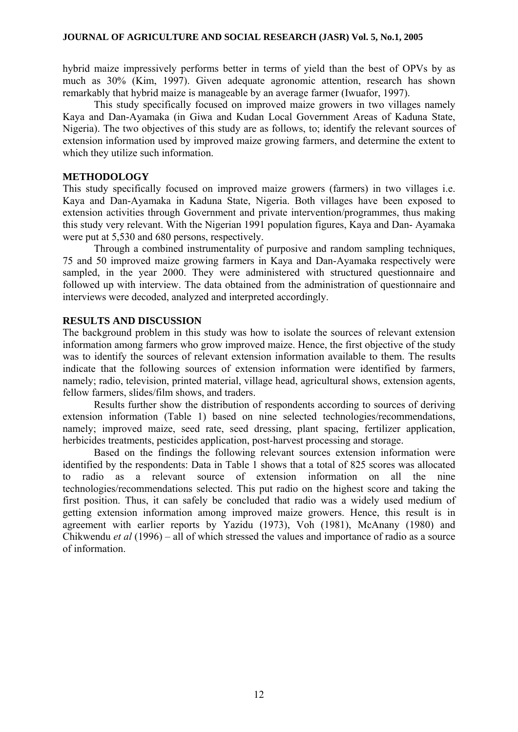hybrid maize impressively performs better in terms of yield than the best of OPVs by as much as 30% (Kim, 1997). Given adequate agronomic attention, research has shown remarkably that hybrid maize is manageable by an average farmer (Iwuafor, 1997).

This study specifically focused on improved maize growers in two villages namely Kaya and Dan-Ayamaka (in Giwa and Kudan Local Government Areas of Kaduna State, Nigeria). The two objectives of this study are as follows, to; identify the relevant sources of extension information used by improved maize growing farmers, and determine the extent to which they utilize such information.

## METHODOLOGY

This study specifically focused on improved maize growers (farmers) in two villages i.e. Kaya and Dan-Ayamaka in Kaduna State, Nigeria. Both villages have been exposed to extension activities through Government and private intervention/programmes, thus making this study very relevant. With the Nigerian 1991 population figures, Kaya and Dan- Ayamaka were put at 5,530 and 680 persons, respectively.

Through a combined instrumentality of purposive and random sampling techniques, 75 and 50 improved maize growing farmers in Kaya and Dan-Ayamaka respectively were sampled, in the year 2000. They were administered with structured questionnaire and followed up with interview. The data obtained from the administration of questionnaire and interviews were decoded, analyzed and interpreted accordingly.

## RESULTS AND DISCUSSION

The background problem in this study was how to isolate the sources of relevant extension information among farmers who grow improved maize. Hence, the first objective of the study was to identify the sources of relevant extension information available to them. The results indicate that the following sources of extension information were identified by farmers, namely; radio, television, printed material, village head, agricultural shows, extension agents, fellow farmers, slides/film shows, and traders.

Results further show the distribution of respondents according to sources of deriving extension information (Table 1) based on nine selected technologies/recommendations, namely; improved maize, seed rate, seed dressing, plant spacing, fertilizer application, herbicides treatments, pesticides application, post-harvest processing and storage.

Based on the findings the following relevant sources extension information were identified by the respondents: Data in Table 1 shows that a total of 825 scores was allocated to radio as a relevant source of extension information on all the nine technologies/recommendations selected. This put radio on the highest score and taking the first position. Thus, it can safely be concluded that radio was a widely used medium of getting extension information among improved maize growers. Hence, this result is in agreement with earlier reports by Yazidu (1973), Voh (1981), McAnany (1980) and Chikwendu *et al* (1996) – all of which stressed the values and importance of radio as a source of information.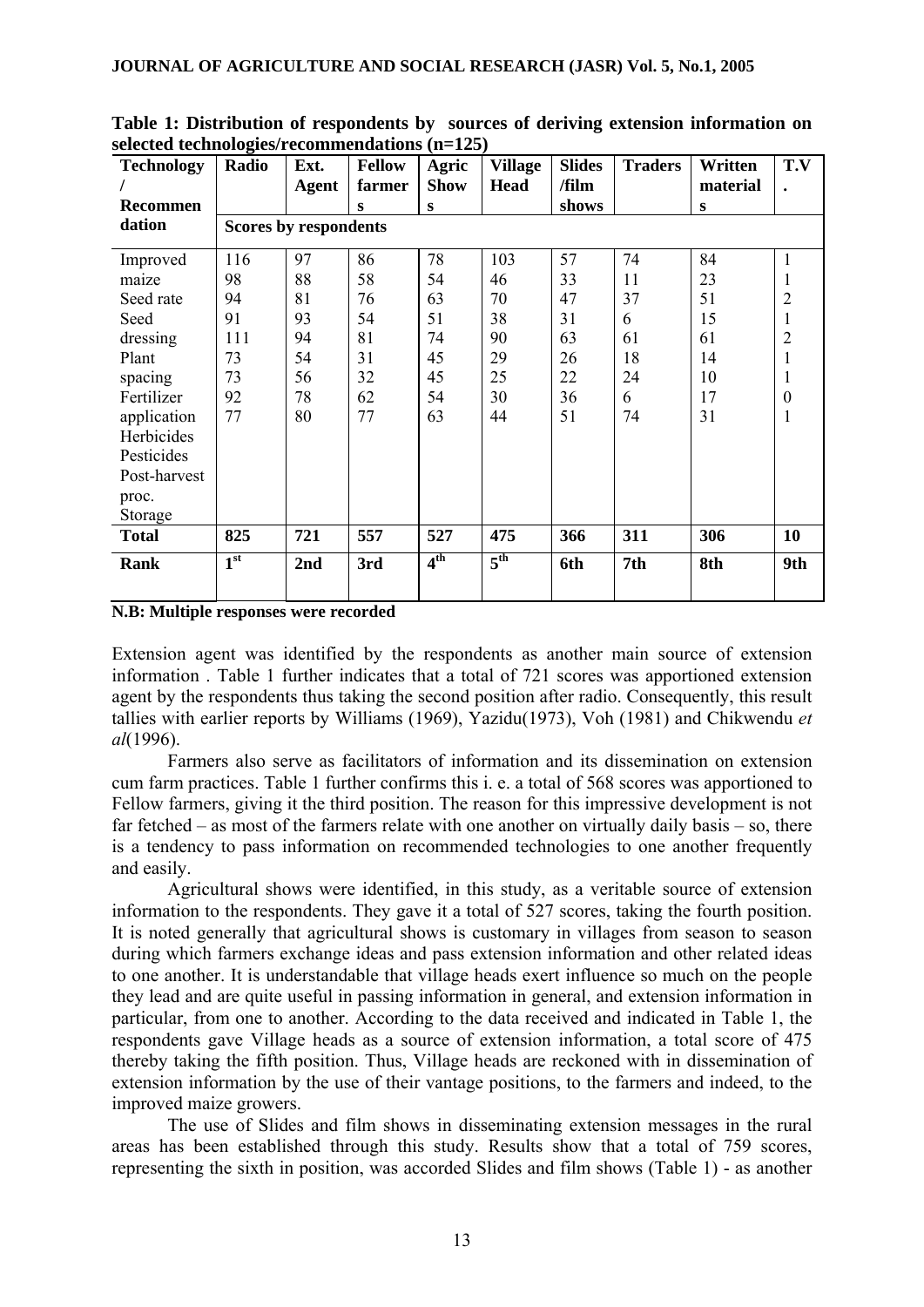**Table 1: Distribution of respondents by sources of deriving extension information on selected technologies/recommendations (n=125)**

| Technology / Recommendation | Radio | Ext. Agent | Fellow farmers | Agric Shows | Village Head | Slides /film shows | Traders | Written materials | T.V. |
|---|---|---|---|---|---|---|---|---|---|
| | Scores by respondents | | | | | | | | |
| Improved maize | 116 | 97 | 86 | 78 | 103 | 57 | 74 | 84 | 1 |
| Seed rate | 98 | 88 | 58 | 54 | 46 | 33 | 11 | 23 | 1 |
| Seed dressing | 94 | 81 | 76 | 63 | 70 | 47 | 37 | 51 | 2 |
| Plant spacing | 91 | 93 | 54 | 51 | 38 | 31 | 6 | 15 | 1 |
| Fertilizer application | 111 | 94 | 81 | 74 | 90 | 63 | 61 | 61 | 2 |
| Herbicides | 73 | 54 | 31 | 45 | 29 | 26 | 18 | 14 | 1 |
| Pesticides | 73 | 56 | 32 | 45 | 25 | 22 | 24 | 10 | 1 |
| Post-harvest proc. | 92 | 78 | 62 | 54 | 30 | 36 | 6 | 17 | 0 |
| Storage | 77 | 80 | 77 | 63 | 44 | 51 | 74 | 31 | 1 |
| **Total** | **825** | **721** | **557** | **527** | **475** | **366** | **311** | **306** | **10** |
| **Rank** | **1st** | **2nd** | **3rd** | **4th** | **5th** | **6th** | **7th** | **8th** | **9th** |

**N.B: Multiple responses were recorded**

Extension agent was identified by the respondents as another main source of extension information . Table 1 further indicates that a total of 721 scores was apportioned extension agent by the respondents thus taking the second position after radio. Consequently, this result tallies with earlier reports by Williams (1969), Yazidu(1973), Voh (1981) and Chikwendu *et al*(1996).

Farmers also serve as facilitators of information and its dissemination on extension cum farm practices. Table 1 further confirms this i. e. a total of 568 scores was apportioned to Fellow farmers, giving it the third position. The reason for this impressive development is not far fetched – as most of the farmers relate with one another on virtually daily basis – so, there is a tendency to pass information on recommended technologies to one another frequently and easily.

Agricultural shows were identified, in this study, as a veritable source of extension information to the respondents. They gave it a total of 527 scores, taking the fourth position. It is noted generally that agricultural shows is customary in villages from season to season during which farmers exchange ideas and pass extension information and other related ideas to one another. It is understandable that village heads exert influence so much on the people they lead and are quite useful in passing information in general, and extension information in particular, from one to another. According to the data received and indicated in Table 1, the respondents gave Village heads as a source of extension information, a total score of 475 thereby taking the fifth position. Thus, Village heads are reckoned with in dissemination of extension information by the use of their vantage positions, to the farmers and indeed, to the improved maize growers.

The use of Slides and film shows in disseminating extension messages in the rural areas has been established through this study. Results show that a total of 759 scores, representing the sixth in position, was accorded Slides and film shows (Table 1) - as another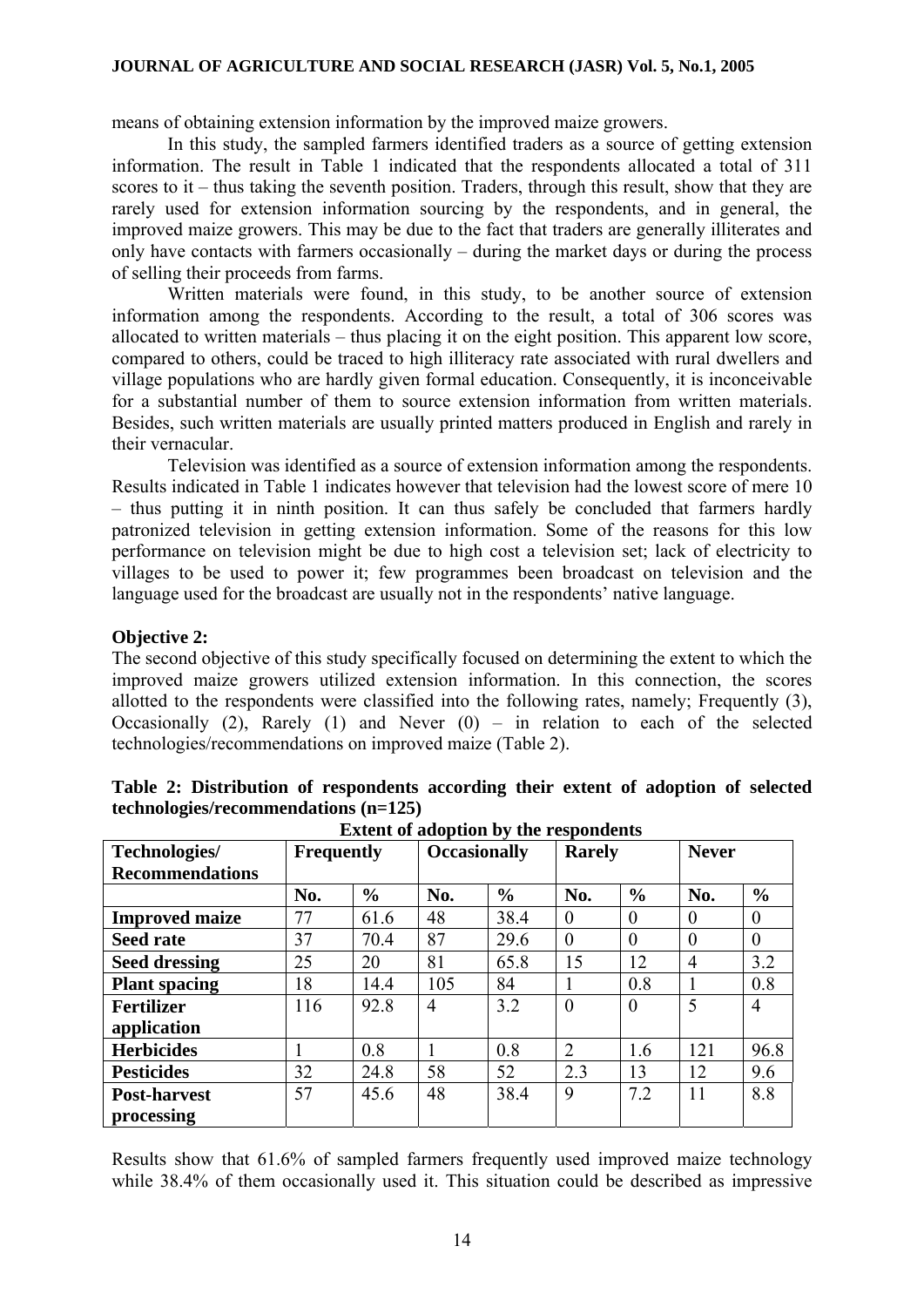means of obtaining extension information by the improved maize growers.

In this study, the sampled farmers identified traders as a source of getting extension information. The result in Table 1 indicated that the respondents allocated a total of 311 scores to it – thus taking the seventh position. Traders, through this result, show that they are rarely used for extension information sourcing by the respondents, and in general, the improved maize growers. This may be due to the fact that traders are generally illiterates and only have contacts with farmers occasionally – during the market days or during the process of selling their proceeds from farms.

Written materials were found, in this study, to be another source of extension information among the respondents. According to the result, a total of 306 scores was allocated to written materials – thus placing it on the eight position. This apparent low score, compared to others, could be traced to high illiteracy rate associated with rural dwellers and village populations who are hardly given formal education. Consequently, it is inconceivable for a substantial number of them to source extension information from written materials. Besides, such written materials are usually printed matters produced in English and rarely in their vernacular.

Television was identified as a source of extension information among the respondents. Results indicated in Table 1 indicates however that television had the lowest score of mere 10 – thus putting it in ninth position. It can thus safely be concluded that farmers hardly patronized television in getting extension information. Some of the reasons for this low performance on television might be due to high cost a television set; lack of electricity to villages to be used to power it; few programmes been broadcast on television and the language used for the broadcast are usually not in the respondents' native language.

**Objective 2:**

The second objective of this study specifically focused on determining the extent to which the improved maize growers utilized extension information. In this connection, the scores allotted to the respondents were classified into the following rates, namely; Frequently (3), Occasionally (2), Rarely (1) and Never (0) – in relation to each of the selected technologies/recommendations on improved maize (Table 2).

**Table 2: Distribution of respondents according their extent of adoption of selected technologies/recommendations (n=125)**

| | **Extent of adoption by the respondents** | | | | | | | |
|---|---|---|---|---|---|---|---|---|
| **Technologies/ Recommendations** | **Frequently** | | **Occasionally** | | **Rarely** | | **Never** | |
| | **No.** | **%** | **No.** | **%** | **No.** | **%** | **No.** | **%** |
| **Improved maize** | 77 | 61.6 | 48 | 38.4 | 0 | 0 | 0 | 0 |
| **Seed rate** | 37 | 70.4 | 87 | 29.6 | 0 | 0 | 0 | 0 |
| **Seed dressing** | 25 | 20 | 81 | 65.8 | 15 | 12 | 4 | 3.2 |
| **Plant spacing** | 18 | 14.4 | 105 | 84 | 1 | 0.8 | 1 | 0.8 |
| **Fertilizer application** | 116 | 92.8 | 4 | 3.2 | 0 | 0 | 5 | 4 |
| **Herbicides** | 1 | 0.8 | 1 | 0.8 | 2 | 1.6 | 121 | 96.8 |
| **Pesticides** | 32 | 24.8 | 58 | 52 | 2.3 | 13 | 12 | 9.6 |
| **Post-harvest processing** | 57 | 45.6 | 48 | 38.4 | 9 | 7.2 | 11 | 8.8 |

Results show that 61.6% of sampled farmers frequently used improved maize technology while 38.4% of them occasionally used it. This situation could be described as impressive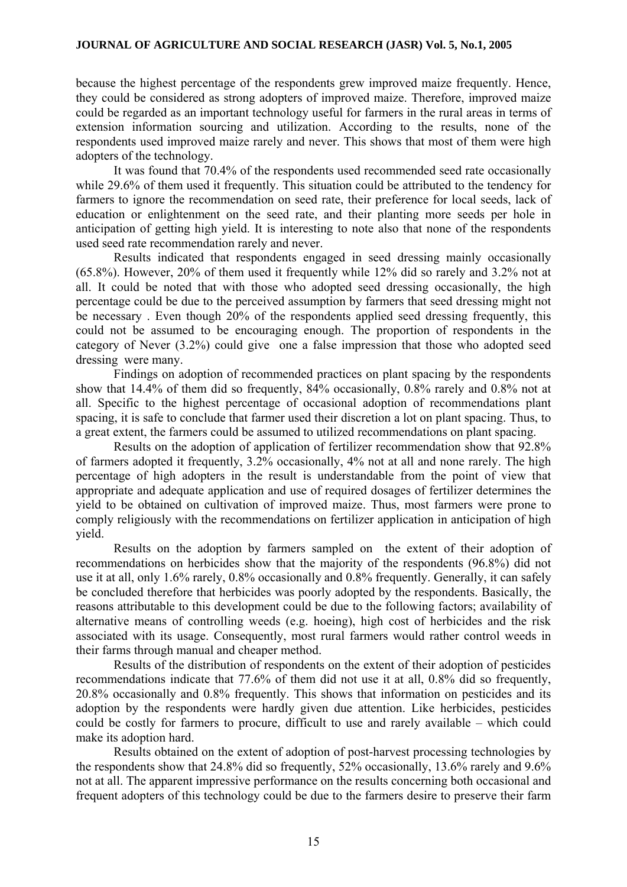because the highest percentage of the respondents grew improved maize frequently. Hence, they could be considered as strong adopters of improved maize. Therefore, improved maize could be regarded as an important technology useful for farmers in the rural areas in terms of extension information sourcing and utilization. According to the results, none of the respondents used improved maize rarely and never. This shows that most of them were high adopters of the technology.

It was found that 70.4% of the respondents used recommended seed rate occasionally while 29.6% of them used it frequently. This situation could be attributed to the tendency for farmers to ignore the recommendation on seed rate, their preference for local seeds, lack of education or enlightenment on the seed rate, and their planting more seeds per hole in anticipation of getting high yield. It is interesting to note also that none of the respondents used seed rate recommendation rarely and never.

Results indicated that respondents engaged in seed dressing mainly occasionally (65.8%). However, 20% of them used it frequently while 12% did so rarely and 3.2% not at all. It could be noted that with those who adopted seed dressing occasionally, the high percentage could be due to the perceived assumption by farmers that seed dressing might not be necessary . Even though 20% of the respondents applied seed dressing frequently, this could not be assumed to be encouraging enough. The proportion of respondents in the category of Never (3.2%) could give one a false impression that those who adopted seed dressing were many.

Findings on adoption of recommended practices on plant spacing by the respondents show that 14.4% of them did so frequently, 84% occasionally, 0.8% rarely and 0.8% not at all. Specific to the highest percentage of occasional adoption of recommendations plant spacing, it is safe to conclude that farmer used their discretion a lot on plant spacing. Thus, to a great extent, the farmers could be assumed to utilized recommendations on plant spacing.

Results on the adoption of application of fertilizer recommendation show that 92.8% of farmers adopted it frequently, 3.2% occasionally, 4% not at all and none rarely. The high percentage of high adopters in the result is understandable from the point of view that appropriate and adequate application and use of required dosages of fertilizer determines the yield to be obtained on cultivation of improved maize. Thus, most farmers were prone to comply religiously with the recommendations on fertilizer application in anticipation of high yield.

Results on the adoption by farmers sampled on the extent of their adoption of recommendations on herbicides show that the majority of the respondents (96.8%) did not use it at all, only 1.6% rarely, 0.8% occasionally and 0.8% frequently. Generally, it can safely be concluded therefore that herbicides was poorly adopted by the respondents. Basically, the reasons attributable to this development could be due to the following factors; availability of alternative means of controlling weeds (e.g. hoeing), high cost of herbicides and the risk associated with its usage. Consequently, most rural farmers would rather control weeds in their farms through manual and cheaper method.

Results of the distribution of respondents on the extent of their adoption of pesticides recommendations indicate that 77.6% of them did not use it at all, 0.8% did so frequently, 20.8% occasionally and 0.8% frequently. This shows that information on pesticides and its adoption by the respondents were hardly given due attention. Like herbicides, pesticides could be costly for farmers to procure, difficult to use and rarely available – which could make its adoption hard.

Results obtained on the extent of adoption of post-harvest processing technologies by the respondents show that 24.8% did so frequently, 52% occasionally, 13.6% rarely and 9.6% not at all. The apparent impressive performance on the results concerning both occasional and frequent adopters of this technology could be due to the farmers desire to preserve their farm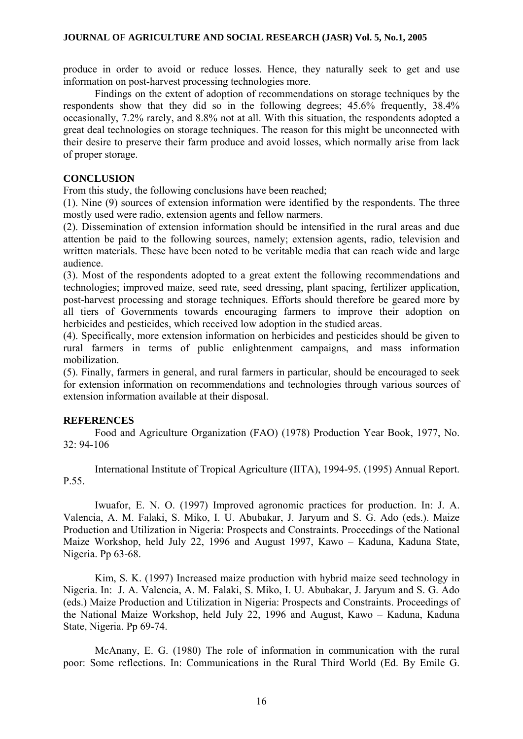produce in order to avoid or reduce losses. Hence, they naturally seek to get and use information on post-harvest processing technologies more.

Findings on the extent of adoption of recommendations on storage techniques by the respondents show that they did so in the following degrees; 45.6% frequently, 38.4% occasionally, 7.2% rarely, and 8.8% not at all. With this situation, the respondents adopted a great deal technologies on storage techniques. The reason for this might be unconnected with their desire to preserve their farm produce and avoid losses, which normally arise from lack of proper storage.

## CONCLUSION

From this study, the following conclusions have been reached;

(1). Nine (9) sources of extension information were identified by the respondents. The three mostly used were radio, extension agents and fellow narmers.

(2). Dissemination of extension information should be intensified in the rural areas and due attention be paid to the following sources, namely; extension agents, radio, television and written materials. These have been noted to be veritable media that can reach wide and large audience.

(3). Most of the respondents adopted to a great extent the following recommendations and technologies; improved maize, seed rate, seed dressing, plant spacing, fertilizer application, post-harvest processing and storage techniques. Efforts should therefore be geared more by all tiers of Governments towards encouraging farmers to improve their adoption on herbicides and pesticides, which received low adoption in the studied areas.

(4). Specifically, more extension information on herbicides and pesticides should be given to rural farmers in terms of public enlightenment campaigns, and mass information mobilization.

(5). Finally, farmers in general, and rural farmers in particular, should be encouraged to seek for extension information on recommendations and technologies through various sources of extension information available at their disposal.

## REFERENCES

Food and Agriculture Organization (FAO) (1978) Production Year Book, 1977, No. 32: 94-106

International Institute of Tropical Agriculture (IITA), 1994-95. (1995) Annual Report. P.55.

Iwuafor, E. N. O. (1997) Improved agronomic practices for production. In: J. A. Valencia, A. M. Falaki, S. Miko, I. U. Abubakar, J. Jaryum and S. G. Ado (eds.). Maize Production and Utilization in Nigeria: Prospects and Constraints. Proceedings of the National Maize Workshop, held July 22, 1996 and August 1997, Kawo – Kaduna, Kaduna State, Nigeria. Pp 63-68.

Kim, S. K. (1997) Increased maize production with hybrid maize seed technology in Nigeria. In: J. A. Valencia, A. M. Falaki, S. Miko, I. U. Abubakar, J. Jaryum and S. G. Ado (eds.) Maize Production and Utilization in Nigeria: Prospects and Constraints. Proceedings of the National Maize Workshop, held July 22, 1996 and August, Kawo – Kaduna, Kaduna State, Nigeria. Pp 69-74.

McAnany, E. G. (1980) The role of information in communication with the rural poor: Some reflections. In: Communications in the Rural Third World (Ed. By Emile G.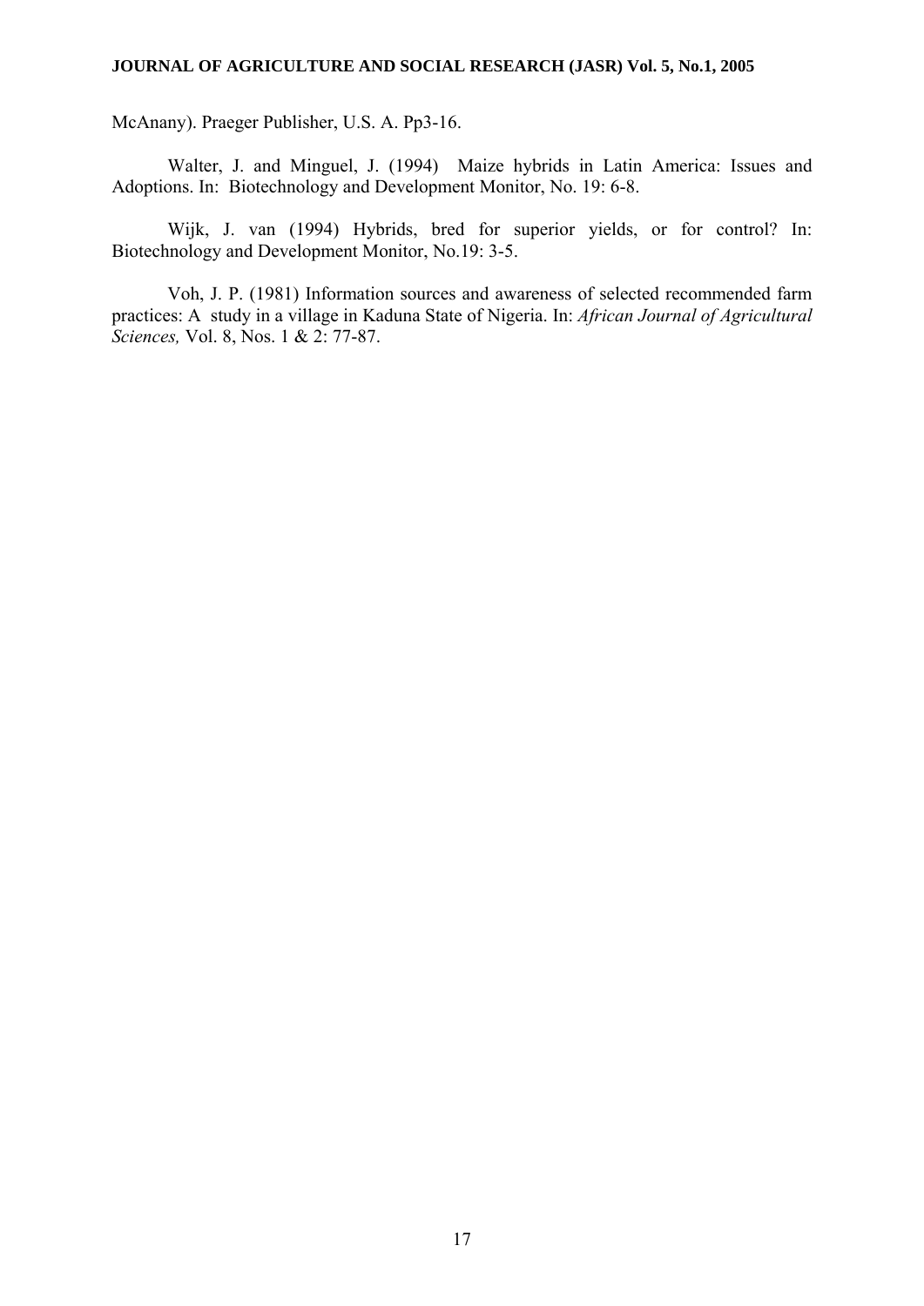McAnany). Praeger Publisher, U.S. A. Pp3-16.

Walter, J. and Minguel, J. (1994) Maize hybrids in Latin America: Issues and Adoptions. In: Biotechnology and Development Monitor, No. 19: 6-8.

Wijk, J. van (1994) Hybrids, bred for superior yields, or for control? In: Biotechnology and Development Monitor, No.19: 3-5.

Voh, J. P. (1981) Information sources and awareness of selected recommended farm practices: A study in a village in Kaduna State of Nigeria. In: *African Journal of Agricultural Sciences,* Vol. 8, Nos. 1 & 2: 77-87.